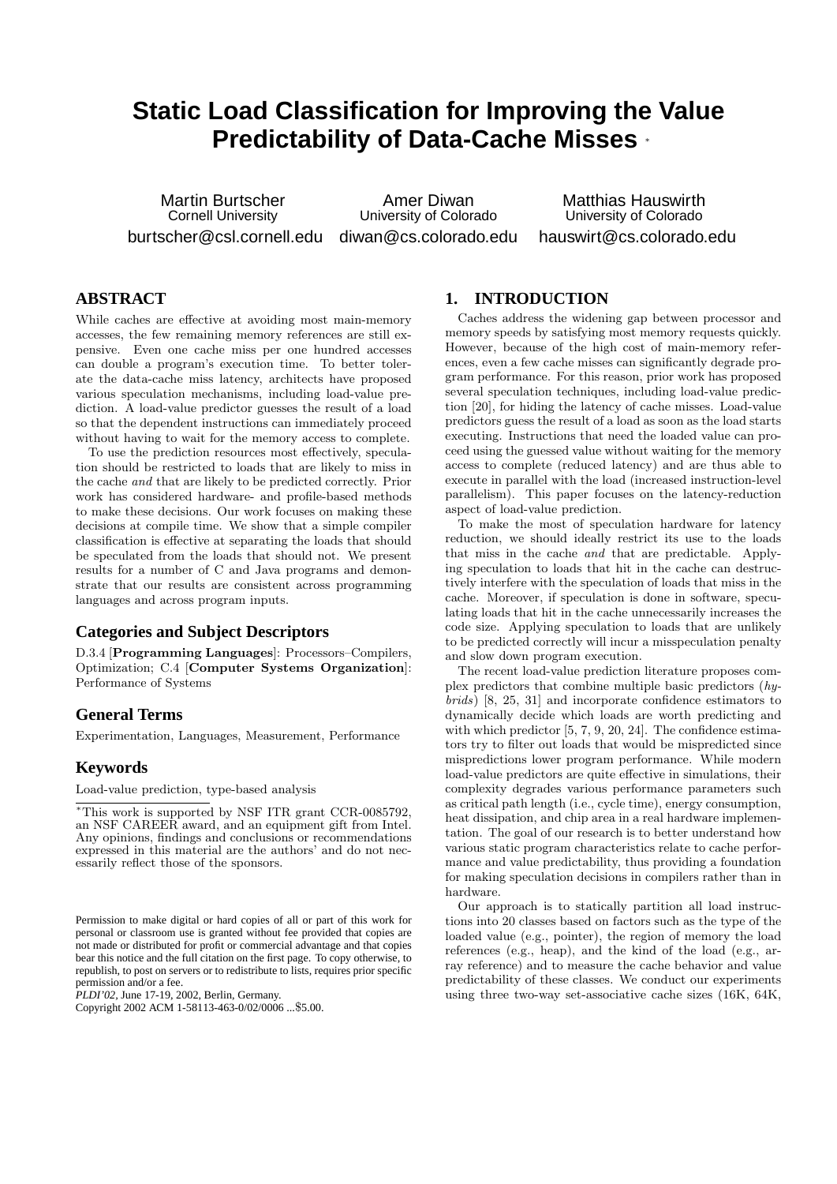# Static Load Classification for Improving the Value Predictability of Data-Cache Misses [*]

Martin Burtscher
Cornell University
burtscher@csl.cornell.edu

Amer Diwan
University of Colorado
diwan@cs.colorado.edu

Matthias Hauswirth
University of Colorado
hauswirt@cs.colorado.edu

## ABSTRACT

While caches are effective at avoiding most main-memory accesses, the few remaining memory references are still expensive. Even one cache miss per one hundred accesses can double a program's execution time. To better tolerate the data-cache miss latency, architects have proposed various speculation mechanisms, including load-value prediction. A load-value predictor guesses the result of a load so that the dependent instructions can immediately proceed without having to wait for the memory access to complete.

To use the prediction resources most effectively, speculation should be restricted to loads that are likely to miss in the cache *and* that are likely to be predicted correctly. Prior work has considered hardware- and profile-based methods to make these decisions. Our work focuses on making these decisions at compile time. We show that a simple compiler classification is effective at separating the loads that should be speculated from the loads that should not. We present results for a number of C and Java programs and demonstrate that our results are consistent across programming languages and across program inputs.

### Categories and Subject Descriptors

D.3.4 [**Programming Languages**]: Processors–Compilers, Optimization; C.4 [**Computer Systems Organization**]: Performance of Systems

### General Terms

Experimentation, Languages, Measurement, Performance

### Keywords

Load-value prediction, type-based analysis

[*]This work is supported by NSF ITR grant CCR-0085792, an NSF CAREER award, and an equipment gift from Intel. Any opinions, findings and conclusions or recommendations expressed in this material are the authors' and do not necessarily reflect those of the sponsors.

Permission to make digital or hard copies of all or part of this work for personal or classroom use is granted without fee provided that copies are not made or distributed for profit or commercial advantage and that copies bear this notice and the full citation on the first page. To copy otherwise, to republish, to post on servers or to redistribute to lists, requires prior specific permission and/or a fee.
*PLDI'02,* June 17-19, 2002, Berlin, Germany.
Copyright 2002 ACM 1-58113-463-0/02/0006 ...$5.00.

## 1. INTRODUCTION

Caches address the widening gap between processor and memory speeds by satisfying most memory requests quickly. However, because of the high cost of main-memory references, even a few cache misses can significantly degrade program performance. For this reason, prior work has proposed several speculation techniques, including load-value prediction [20], for hiding the latency of cache misses. Load-value predictors guess the result of a load as soon as the load starts executing. Instructions that need the loaded value can proceed using the guessed value without waiting for the memory access to complete (reduced latency) and are thus able to execute in parallel with the load (increased instruction-level parallelism). This paper focuses on the latency-reduction aspect of load-value prediction.

To make the most of speculation hardware for latency reduction, we should ideally restrict its use to the loads that miss in the cache *and* that are predictable. Applying speculation to loads that hit in the cache can destructively interfere with the speculation of loads that miss in the cache. Moreover, if speculation is done in software, speculating loads that hit in the cache unnecessarily increases the code size. Applying speculation to loads that are unlikely to be predicted correctly will incur a misspeculation penalty and slow down program execution.

The recent load-value prediction literature proposes complex predictors that combine multiple basic predictors (*hybrids*) [8, 25, 31] and incorporate confidence estimators to dynamically decide which loads are worth predicting and with which predictor [5, 7, 9, 20, 24]. The confidence estimators try to filter out loads that would be mispredicted since mispredictions lower program performance. While modern load-value predictors are quite effective in simulations, their complexity degrades various performance parameters such as critical path length (i.e., cycle time), energy consumption, heat dissipation, and chip area in a real hardware implementation. The goal of our research is to better understand how various static program characteristics relate to cache performance and value predictability, thus providing a foundation for making speculation decisions in compilers rather than in hardware.

Our approach is to statically partition all load instructions into 20 classes based on factors such as the type of the loaded value (e.g., pointer), the region of memory the load references (e.g., heap), and the kind of the load (e.g., array reference) and to measure the cache behavior and value predictability of these classes. We conduct our experiments using three two-way set-associative cache sizes (16K, 64K,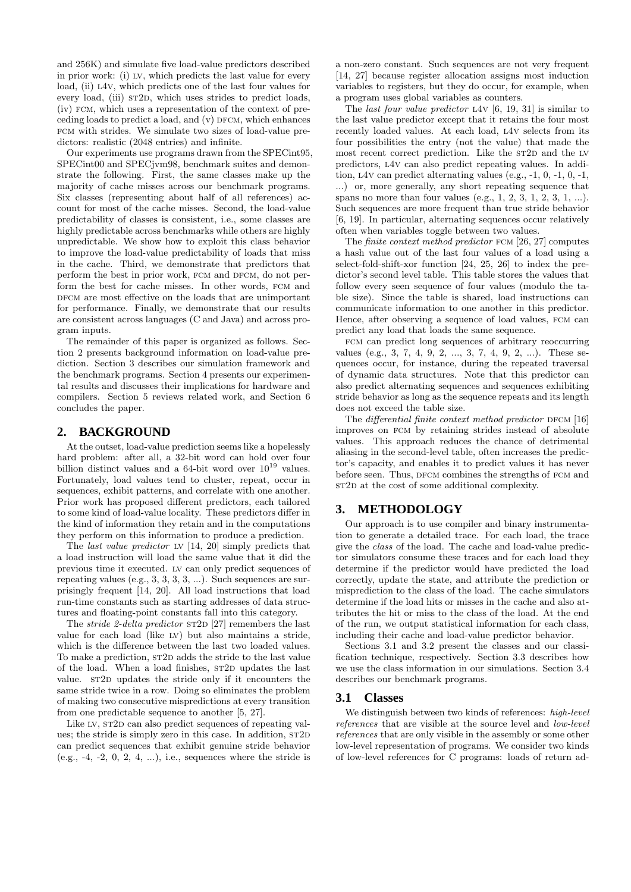and 256K) and simulate five load-value predictors described in prior work: (i) LV, which predicts the last value for every load, (ii) L4V, which predicts one of the last four values for every load, (iii) ST2D, which uses strides to predict loads, (iv) FCM, which uses a representation of the context of preceding loads to predict a load, and (v) DFCM, which enhances FCM with strides. We simulate two sizes of load-value predictors: realistic (2048 entries) and infinite.

Our experiments use programs drawn from the SPECint95, SPECint00 and SPECjvm98, benchmark suites and demonstrate the following. First, the same classes make up the majority of cache misses across our benchmark programs. Six classes (representing about half of all references) account for most of the cache misses. Second, the load-value predictability of classes is consistent, i.e., some classes are highly predictable across benchmarks while others are highly unpredictable. We show how to exploit this class behavior to improve the load-value predictability of loads that miss in the cache. Third, we demonstrate that predictors that perform the best in prior work, FCM and DFCM, do not perform the best for cache misses. In other words, FCM and DFCM are most effective on the loads that are unimportant for performance. Finally, we demonstrate that our results are consistent across languages (C and Java) and across program inputs.

The remainder of this paper is organized as follows. Section 2 presents background information on load-value prediction. Section 3 describes our simulation framework and the benchmark programs. Section 4 presents our experimental results and discusses their implications for hardware and compilers. Section 5 reviews related work, and Section 6 concludes the paper.

## 2. BACKGROUND

At the outset, load-value prediction seems like a hopelessly hard problem: after all, a 32-bit word can hold over four billion distinct values and a 64-bit word over $10^{19}$ values. Fortunately, load values tend to cluster, repeat, occur in sequences, exhibit patterns, and correlate with one another. Prior work has proposed different predictors, each tailored to some kind of load-value locality. These predictors differ in the kind of information they retain and in the computations they perform on this information to produce a prediction.

The *last value predictor* LV [14, 20] simply predicts that a load instruction will load the same value that it did the previous time it executed. LV can only predict sequences of repeating values (e.g., 3, 3, 3, 3, ...). Such sequences are surprisingly frequent [14, 20]. All load instructions that load run-time constants such as starting addresses of data structures and floating-point constants fall into this category.

The *stride 2-delta predictor* ST2D [27] remembers the last value for each load (like LV) but also maintains a stride, which is the difference between the last two loaded values. To make a prediction, ST2D adds the stride to the last value of the load. When a load finishes, ST2D updates the last value. ST2D updates the stride only if it encounters the same stride twice in a row. Doing so eliminates the problem of making two consecutive mispredictions at every transition from one predictable sequence to another [5, 27].

Like LV, ST2D can also predict sequences of repeating values; the stride is simply zero in this case. In addition, ST2D can predict sequences that exhibit genuine stride behavior (e.g., -4, -2, 0, 2, 4, ...), i.e., sequences where the stride is a non-zero constant. Such sequences are not very frequent [14, 27] because register allocation assigns most induction variables to registers, but they do occur, for example, when a program uses global variables as counters.

The *last four value predictor* L4V [6, 19, 31] is similar to the last value predictor except that it retains the four most recently loaded values. At each load, L4V selects from its four possibilities the entry (not the value) that made the most recent correct prediction. Like the ST2D and the LV predictors, L4V can also predict repeating values. In addition, L4V can predict alternating values (e.g., -1, 0, -1, 0, -1, ...) or, more generally, any short repeating sequence that spans no more than four values (e.g., 1, 2, 3, 1, 2, 3, 1, ...). Such sequences are more frequent than true stride behavior [6, 19]. In particular, alternating sequences occur relatively often when variables toggle between two values.

The *finite context method predictor* FCM [26, 27] computes a hash value out of the last four values of a load using a select-fold-shift-xor function [24, 25, 26] to index the predictor's second level table. This table stores the values that follow every seen sequence of four values (modulo the table size). Since the table is shared, load instructions can communicate information to one another in this predictor. Hence, after observing a sequence of load values, FCM can predict any load that loads the same sequence.

FCM can predict long sequences of arbitrary reoccurring values (e.g., 3, 7, 4, 9, 2, ..., 3, 7, 4, 9, 2, ...). These sequences occur, for instance, during the repeated traversal of dynamic data structures. Note that this predictor can also predict alternating sequences and sequences exhibiting stride behavior as long as the sequence repeats and its length does not exceed the table size.

The *differential finite context method predictor* DFCM [16] improves on FCM by retaining strides instead of absolute values. This approach reduces the chance of detrimental aliasing in the second-level table, often increases the predictor's capacity, and enables it to predict values it has never before seen. Thus, DFCM combines the strengths of FCM and ST2D at the cost of some additional complexity.

## 3. METHODOLOGY

Our approach is to use compiler and binary instrumentation to generate a detailed trace. For each load, the trace give the *class* of the load. The cache and load-value predictor simulators consume these traces and for each load they determine if the predictor would have predicted the load correctly, update the state, and attribute the prediction or misprediction to the class of the load. The cache simulators determine if the load hits or misses in the cache and also attributes the hit or miss to the class of the load. At the end of the run, we output statistical information for each class, including their cache and load-value predictor behavior.

Sections 3.1 and 3.2 present the classes and our classification technique, respectively. Section 3.3 describes how we use the class information in our simulations. Section 3.4 describes our benchmark programs.

### 3.1 Classes

We distinguish between two kinds of references: *high-level references* that are visible at the source level and *low-level references* that are only visible in the assembly or some other low-level representation of programs. We consider two kinds of low-level references for C programs: loads of return ad-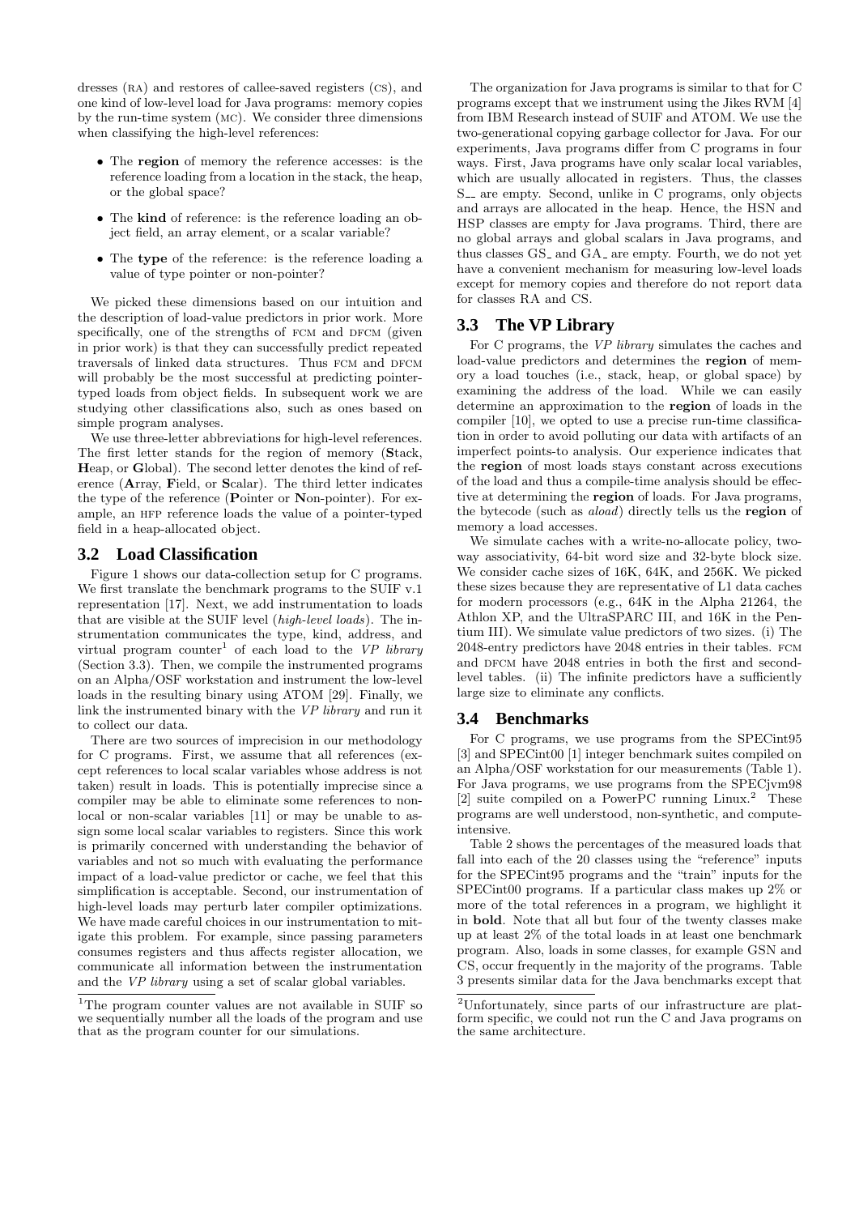dresses (RA) and restores of callee-saved registers (CS), and one kind of low-level load for Java programs: memory copies by the run-time system (MC). We consider three dimensions when classifying the high-level references:

- The **region** of memory the reference accesses: is the reference loading from a location in the stack, the heap, or the global space?
- The **kind** of reference: is the reference loading an object field, an array element, or a scalar variable?
- The **type** of the reference: is the reference loading a value of type pointer or non-pointer?

We picked these dimensions based on our intuition and the description of load-value predictors in prior work. More specifically, one of the strengths of FCM and DFCM (given in prior work) is that they can successfully predict repeated traversals of linked data structures. Thus FCM and DFCM will probably be the most successful at predicting pointer-typed loads from object fields. In subsequent work we are studying other classifications also, such as ones based on simple program analyses.

We use three-letter abbreviations for high-level references. The first letter stands for the region of memory (**S**tack, **H**eap, or **G**lobal). The second letter denotes the kind of reference (**A**rray, **F**ield, or **S**calar). The third letter indicates the type of the reference (**P**ointer or **N**on-pointer). For example, an HFP reference loads the value of a pointer-typed field in a heap-allocated object.

## 3.2 Load Classification

Figure 1 shows our data-collection setup for C programs. We first translate the benchmark programs to the SUIF v.1 representation [17]. Next, we add instrumentation to loads that are visible at the SUIF level (*high-level loads*). The instrumentation communicates the type, kind, address, and virtual program counter[1] of each load to the *VP library* (Section 3.3). Then, we compile the instrumented programs on an Alpha/OSF workstation and instrument the low-level loads in the resulting binary using ATOM [29]. Finally, we link the instrumented binary with the *VP library* and run it to collect our data.

There are two sources of imprecision in our methodology for C programs. First, we assume that all references (except references to local scalar variables whose address is not taken) result in loads. This is potentially imprecise since a compiler may be able to eliminate some references to non-local or non-scalar variables [11] or may be unable to assign some local scalar variables to registers. Since this work is primarily concerned with understanding the behavior of variables and not so much with evaluating the performance impact of a load-value predictor or cache, we feel that this simplification is acceptable. Second, our instrumentation of high-level loads may perturb later compiler optimizations. We have made careful choices in our instrumentation to mitigate this problem. For example, since passing parameters consumes registers and thus affects register allocation, we communicate all information between the instrumentation and the *VP library* using a set of scalar global variables.

[1]The program counter values are not available in SUIF so we sequentially number all the loads of the program and use that as the program counter for our simulations.

The organization for Java programs is similar to that for C programs except that we instrument using the Jikes RVM [4] from IBM Research instead of SUIF and ATOM. We use the two-generational copying garbage collector for Java. For our experiments, Java programs differ from C programs in four ways. First, Java programs have only scalar local variables, which are usually allocated in registers. Thus, the classes S__ are empty. Second, unlike in C programs, only objects and arrays are allocated in the heap. Hence, the HSN and HSP classes are empty for Java programs. Third, there are no global arrays and global scalars in Java programs, and thus classes GS_ and GA_ are empty. Fourth, we do not yet have a convenient mechanism for measuring low-level loads except for memory copies and therefore do not report data for classes RA and CS.

## 3.3 The VP Library

For C programs, the *VP library* simulates the caches and load-value predictors and determines the **region** of memory a load touches (i.e., stack, heap, or global space) by examining the address of the load. While we can easily determine an approximation to the **region** of loads in the compiler [10], we opted to use a precise run-time classification in order to avoid polluting our data with artifacts of an imperfect points-to analysis. Our experience indicates that the **region** of most loads stays constant across executions of the load and thus a compile-time analysis should be effective at determining the **region** of loads. For Java programs, the bytecode (such as *aload*) directly tells us the **region** of memory a load accesses.

We simulate caches with a write-no-allocate policy, two-way associativity, 64-bit word size and 32-byte block size. We consider cache sizes of 16K, 64K, and 256K. We picked these sizes because they are representative of L1 data caches for modern processors (e.g., 64K in the Alpha 21264, the Athlon XP, and the UltraSPARC III, and 16K in the Pentium III). We simulate value predictors of two sizes. (i) The 2048-entry predictors have 2048 entries in their tables. FCM and DFCM have 2048 entries in both the first and second-level tables. (ii) The infinite predictors have a sufficiently large size to eliminate any conflicts.

## 3.4 Benchmarks

For C programs, we use programs from the SPECint95 [3] and SPECint00 [1] integer benchmark suites compiled on an Alpha/OSF workstation for our measurements (Table 1). For Java programs, we use programs from the SPECjvm98 [2] suite compiled on a PowerPC running Linux.[2] These programs are well understood, non-synthetic, and compute-intensive.

Table 2 shows the percentages of the measured loads that fall into each of the 20 classes using the "reference" inputs for the SPECint95 programs and the "train" inputs for the SPECint00 programs. If a particular class makes up 2% or more of the total references in a program, we highlight it in **bold**. Note that all but four of the twenty classes make up at least 2% of the total loads in at least one benchmark program. Also, loads in some classes, for example GSN and CS, occur frequently in the majority of the programs. Table 3 presents similar data for the Java benchmarks except that

[2]Unfortunately, since parts of our infrastructure are platform specific, we could not run the C and Java programs on the same architecture.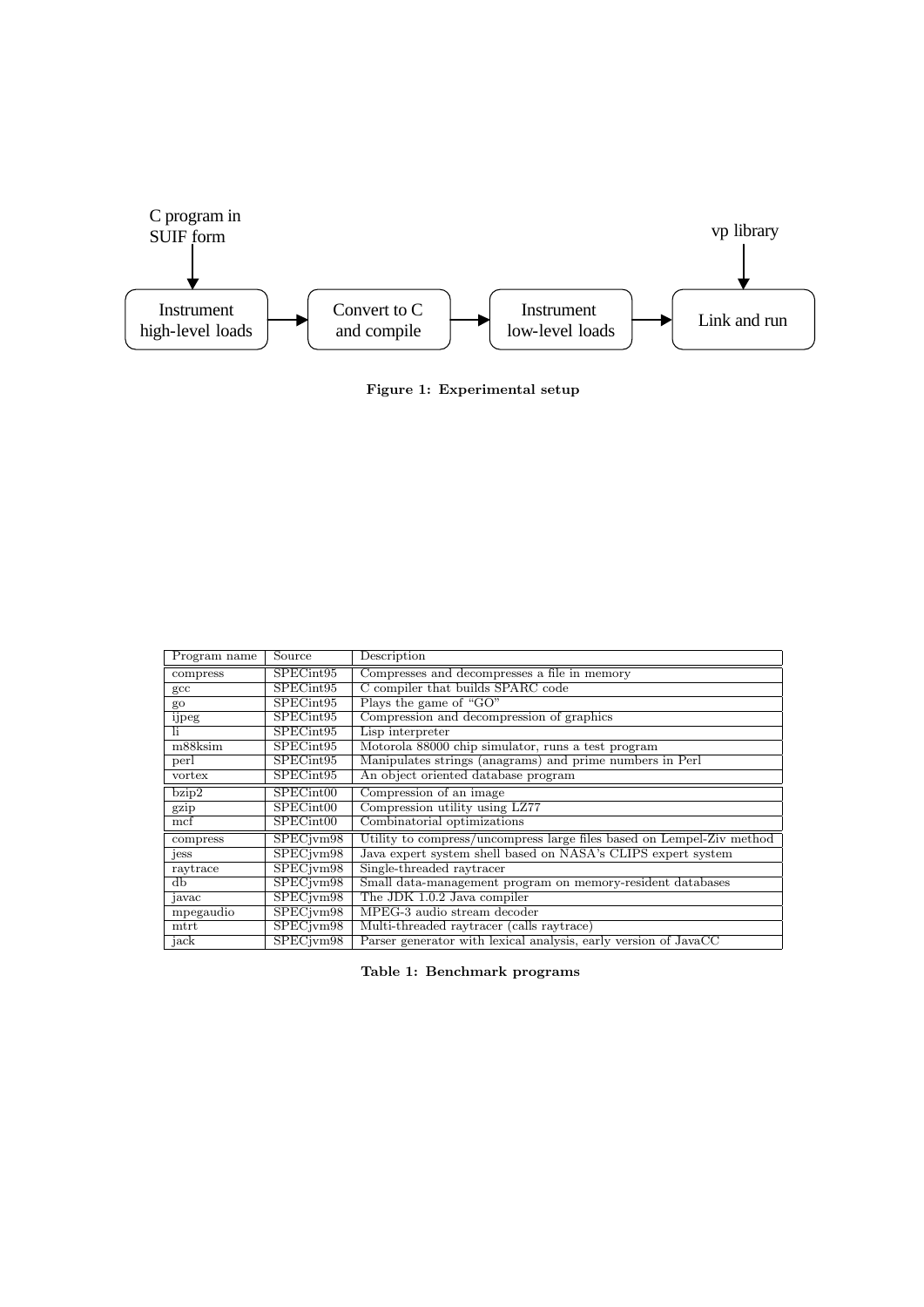C program in SUIF form → Instrument high-level loads → Convert to C and compile → Instrument low-level loads → Link and run ← vp library

**Figure 1: Experimental setup**

| Program name | Source | Description |
| --- | --- | --- |
| compress | SPECint95 | Compresses and decompresses a file in memory |
| gcc | SPECint95 | C compiler that builds SPARC code |
| go | SPECint95 | Plays the game of "GO" |
| ijpeg | SPECint95 | Compression and decompression of graphics |
| li | SPECint95 | Lisp interpreter |
| m88ksim | SPECint95 | Motorola 88000 chip simulator, runs a test program |
| perl | SPECint95 | Manipulates strings (anagrams) and prime numbers in Perl |
| vortex | SPECint95 | An object oriented database program |
| bzip2 | SPECint00 | Compression of an image |
| gzip | SPECint00 | Compression utility using LZ77 |
| mcf | SPECint00 | Combinatorial optimizations |
| compress | SPECjvm98 | Utility to compress/uncompress large files based on Lempel-Ziv method |
| jess | SPECjvm98 | Java expert system shell based on NASA's CLIPS expert system |
| raytrace | SPECjvm98 | Single-threaded raytracer |
| db | SPECjvm98 | Small data-management program on memory-resident databases |
| javac | SPECjvm98 | The JDK 1.0.2 Java compiler |
| mpegaudio | SPECjvm98 | MPEG-3 audio stream decoder |
| mtrt | SPECjvm98 | Multi-threaded raytracer (calls raytrace) |
| jack | SPECjvm98 | Parser generator with lexical analysis, early version of JavaCC |

**Table 1: Benchmark programs**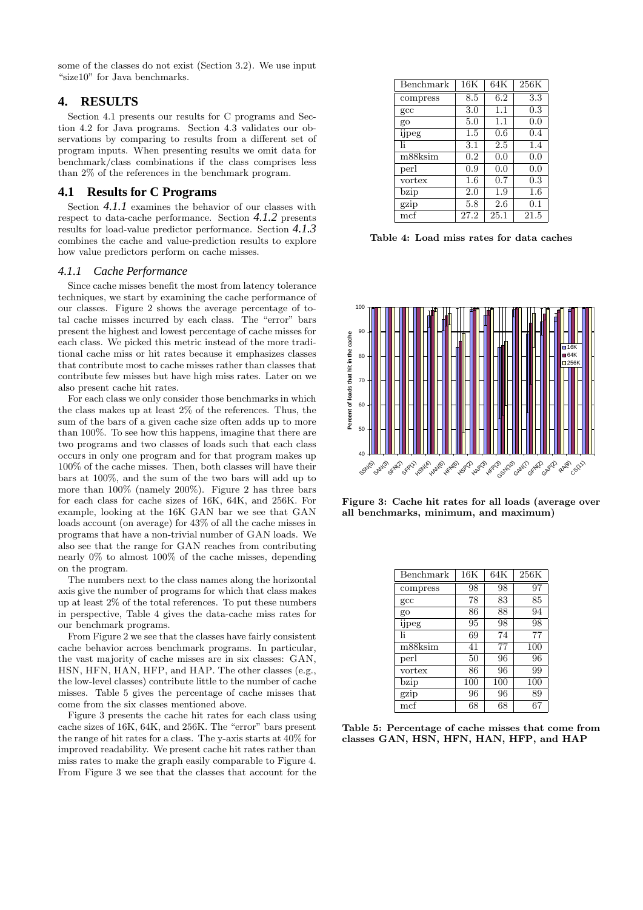some of the classes do not exist (Section 3.2). We use input "size10" for Java benchmarks.

# 4. RESULTS

Section 4.1 presents our results for C programs and Section 4.2 for Java programs. Section 4.3 validates our observations by comparing to results from a different set of program inputs. When presenting results we omit data for benchmark/class combinations if the class comprises less than 2% of the references in the benchmark program.

## 4.1 Results for C Programs

Section *4.1.1* examines the behavior of our classes with respect to data-cache performance. Section *4.1.2* presents results for load-value predictor performance. Section *4.1.3* combines the cache and value-prediction results to explore how value predictors perform on cache misses.

### 4.1.1 Cache Performance

Since cache misses benefit the most from latency tolerance techniques, we start by examining the cache performance of our classes. Figure 2 shows the average percentage of total cache misses incurred by each class. The "error" bars present the highest and lowest percentage of cache misses for each class. We picked this metric instead of the more traditional cache miss or hit rates because it emphasizes classes that contribute most to cache misses rather than classes that contribute few misses but have high miss rates. Later on we also present cache hit rates.

For each class we only consider those benchmarks in which the class makes up at least 2% of the references. Thus, the sum of the bars of a given cache size often adds up to more than 100%. To see how this happens, imagine that there are two programs and two classes of loads such that each class occurs in only one program and for that program makes up 100% of the cache misses. Then, both classes will have their bars at 100%, and the sum of the two bars will add up to more than 100% (namely 200%). Figure 2 has three bars for each class for cache sizes of 16K, 64K, and 256K. For example, looking at the 16K GAN bar we see that GAN loads account (on average) for 43% of all the cache misses in programs that have a non-trivial number of GAN loads. We also see that the range for GAN reaches from contributing nearly 0% to almost 100% of the cache misses, depending on the program.

The numbers next to the class names along the horizontal axis give the number of programs for which that class makes up at least 2% of the total references. To put these numbers in perspective, Table 4 gives the data-cache miss rates for our benchmark programs.

From Figure 2 we see that the classes have fairly consistent cache behavior across benchmark programs. In particular, the vast majority of cache misses are in six classes: GAN, HSN, HFN, HAN, HFP, and HAP. The other classes (e.g., the low-level classes) contribute little to the number of cache misses. Table 5 gives the percentage of cache misses that come from the six classes mentioned above.

Figure 3 presents the cache hit rates for each class using cache sizes of 16K, 64K, and 256K. The "error" bars present the range of hit rates for a class. The y-axis starts at 40% for improved readability. We present cache hit rates rather than miss rates to make the graph easily comparable to Figure 4. From Figure 3 we see that the classes that account for the

| Benchmark | 16K | 64K | 256K |
|---|---|---|---|
| compress | 8.5 | 6.2 | 3.3 |
| gcc | 3.0 | 1.1 | 0.3 |
| go | 5.0 | 1.1 | 0.0 |
| ijpeg | 1.5 | 0.6 | 0.4 |
| li | 3.1 | 2.5 | 1.4 |
| m88ksim | 0.2 | 0.0 | 0.0 |
| perl | 0.9 | 0.0 | 0.0 |
| vortex | 1.6 | 0.7 | 0.3 |
| bzip | 2.0 | 1.9 | 1.6 |
| gzip | 5.8 | 2.6 | 0.1 |
| mcf | 27.2 | 25.1 | 21.5 |

**Table 4: Load miss rates for data caches**

**Figure 3: Cache hit rates for all loads (average over all benchmarks, minimum, and maximum)**

| Benchmark | 16K | 64K | 256K |
|---|---|---|---|
| compress | 98 | 98 | 97 |
| gcc | 78 | 83 | 85 |
| go | 86 | 88 | 94 |
| ijpeg | 95 | 98 | 98 |
| li | 69 | 74 | 77 |
| m88ksim | 41 | 77 | 100 |
| perl | 50 | 96 | 96 |
| vortex | 86 | 96 | 99 |
| bzip | 100 | 100 | 100 |
| gzip | 96 | 96 | 89 |
| mcf | 68 | 68 | 67 |

**Table 5: Percentage of cache misses that come from classes GAN, HSN, HFN, HAN, HFP, and HAP**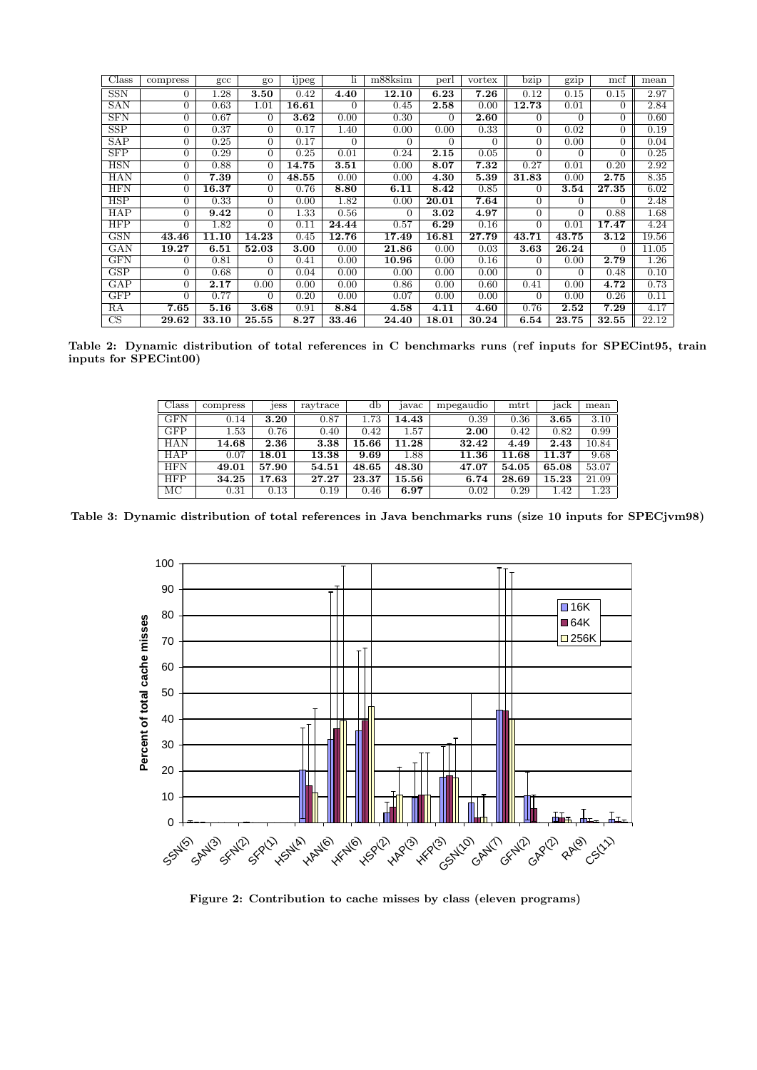| Class | compress | gcc | go | ijpeg | li | m88ksim | perl | vortex | bzip | gzip | mcf | mean |
|---|---|---|---|---|---|---|---|---|---|---|---|---|
| SSN | 0 | 1.28 | **3.50** | 0.42 | **4.40** | **12.10** | **6.23** | **7.26** | 0.12 | 0.15 | 0.15 | 2.97 |
| SAN | 0 | 0.63 | 1.01 | **16.61** | 0 | 0.45 | **2.58** | 0.00 | **12.73** | 0.01 | 0 | 2.84 |
| SFN | 0 | 0.67 | 0 | **3.62** | 0.00 | 0.30 | 0 | **2.60** | 0 | 0 | 0 | 0.60 |
| SSP | 0 | 0.37 | 0 | 0.17 | 1.40 | 0.00 | 0.00 | 0.33 | 0 | 0.02 | 0 | 0.19 |
| SAP | 0 | 0.25 | 0 | 0.17 | 0 | 0 | 0 | 0 | 0 | 0.00 | 0 | 0.04 |
| SFP | 0 | 0.29 | 0 | 0.25 | 0.01 | 0.24 | **2.15** | 0.05 | 0 | 0 | 0 | 0.25 |
| HSN | 0 | 0.88 | 0 | **14.75** | **3.51** | 0.00 | **8.07** | **7.32** | 0.27 | 0.01 | 0.20 | 2.92 |
| HAN | 0 | **7.39** | 0 | **48.55** | 0.00 | 0.00 | **4.30** | **5.39** | **31.83** | 0.00 | **2.75** | 8.35 |
| HFN | 0 | **16.37** | 0 | 0.76 | **8.80** | **6.11** | **8.42** | 0.85 | 0 | **3.54** | **27.35** | 6.02 |
| HSP | 0 | 0.33 | 0 | 0.00 | 1.82 | 0.00 | **20.01** | **7.64** | 0 | 0 | 0 | 2.48 |
| HAP | 0 | **9.42** | 0 | 1.33 | 0.56 | 0 | **3.02** | **4.97** | 0 | 0 | 0.88 | 1.68 |
| HFP | 0 | 1.82 | 0 | 0.11 | **24.44** | 0.57 | **6.29** | 0.16 | 0 | 0.01 | **17.47** | 4.24 |
| GSN | **43.46** | **11.10** | **14.23** | 0.45 | **12.76** | **17.49** | **16.81** | **27.79** | **43.71** | **43.75** | **3.12** | 19.56 |
| GAN | **19.27** | **6.51** | **52.03** | **3.00** | 0.00 | **21.86** | 0.00 | 0.03 | **3.63** | **26.24** | 0 | 11.05 |
| GFN | 0 | 0.81 | 0 | 0.41 | 0.00 | **10.96** | 0.00 | 0.16 | 0 | 0.00 | **2.79** | 1.26 |
| GSP | 0 | 0.68 | 0 | 0.04 | 0.00 | 0.00 | 0.00 | 0.00 | 0 | 0 | 0.48 | 0.10 |
| GAP | 0 | **2.17** | 0.00 | 0.00 | 0.00 | 0.86 | 0.00 | 0.60 | 0.41 | 0.00 | **4.72** | 0.73 |
| GFP | 0 | 0.77 | 0 | 0.20 | 0.00 | 0.07 | 0.00 | 0.00 | 0 | 0.00 | 0.26 | 0.11 |
| RA | **7.65** | **5.16** | **3.68** | 0.91 | **8.84** | **4.58** | **4.11** | **4.60** | 0.76 | **2.52** | **7.29** | 4.17 |
| CS | **29.62** | **33.10** | **25.55** | **8.27** | **33.46** | **24.40** | **18.01** | **30.24** | **6.54** | **23.75** | **32.55** | 22.12 |

**Table 2: Dynamic distribution of total references in C benchmarks runs (ref inputs for SPECint95, train inputs for SPECint00)**

| Class | compress | jess | raytrace | db | javac | mpegaudio | mtrt | jack | mean |
|---|---|---|---|---|---|---|---|---|---|
| GFN | 0.14 | **3.20** | 0.87 | 1.73 | **14.43** | 0.39 | 0.36 | **3.65** | 3.10 |
| GFP | 1.53 | 0.76 | 0.40 | 0.42 | 1.57 | **2.00** | 0.42 | 0.82 | 0.99 |
| HAN | **14.68** | **2.36** | **3.38** | **15.66** | **11.28** | **32.42** | **4.49** | **2.43** | 10.84 |
| HAP | 0.07 | **18.01** | **13.38** | **9.69** | 1.88 | **11.36** | **11.68** | **11.37** | 9.68 |
| HFN | **49.01** | **57.90** | **54.51** | **48.65** | **48.30** | **47.07** | **54.05** | **65.08** | 53.07 |
| HFP | **34.25** | **17.63** | **27.27** | **23.37** | **15.56** | **6.74** | **28.69** | **15.23** | 21.09 |
| MC | 0.31 | 0.13 | 0.19 | 0.46 | **6.97** | 0.02 | 0.29 | 1.42 | 1.23 |

**Table 3: Dynamic distribution of total references in Java benchmarks runs (size 10 inputs for SPECjvm98)**

**Figure 2: Contribution to cache misses by class (eleven programs)**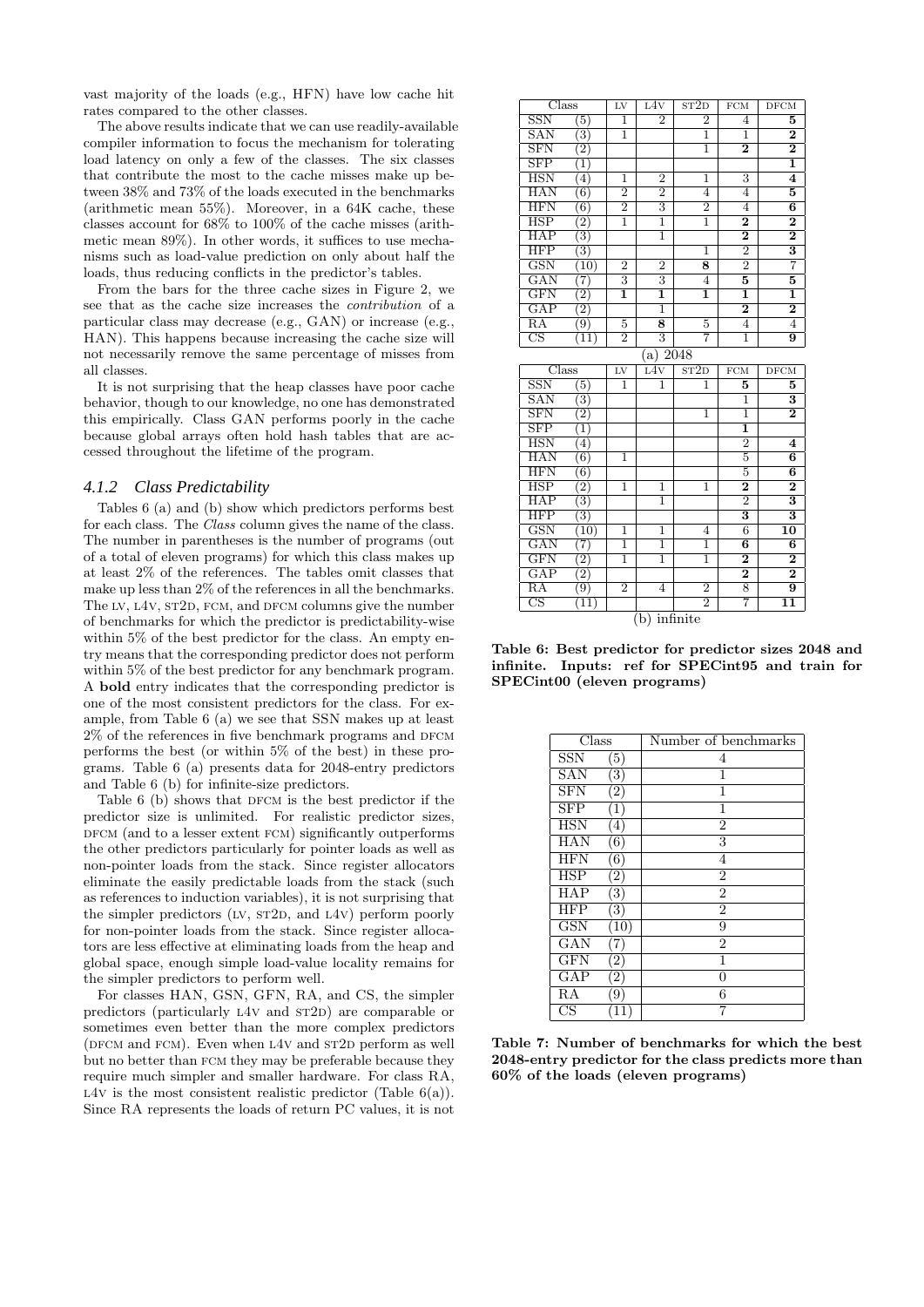vast majority of the loads (e.g., HFN) have low cache hit rates compared to the other classes.

The above results indicate that we can use readily-available compiler information to focus the mechanism for tolerating load latency on only a few of the classes. The six classes that contribute the most to the cache misses make up between 38% and 73% of the loads executed in the benchmarks (arithmetic mean 55%). Moreover, in a 64K cache, these classes account for 68% to 100% of the cache misses (arithmetic mean 89%). In other words, it suffices to use mechanisms such as load-value prediction on only about half the loads, thus reducing conflicts in the predictor's tables.

From the bars for the three cache sizes in Figure 2, we see that as the cache size increases the *contribution* of a particular class may decrease (e.g., GAN) or increase (e.g., HAN). This happens because increasing the cache size will not necessarily remove the same percentage of misses from all classes.

It is not surprising that the heap classes have poor cache behavior, though to our knowledge, no one has demonstrated this empirically. Class GAN performs poorly in the cache because global arrays often hold hash tables that are accessed throughout the lifetime of the program.

### 4.1.2 Class Predictability

Tables 6 (a) and (b) show which predictors performs best for each class. The *Class* column gives the name of the class. The number in parentheses is the number of programs (out of a total of eleven programs) for which this class makes up at least 2% of the references. The tables omit classes that make up less than 2% of the references in all the benchmarks. The LV, L4V, ST2D, FCM, and DFCM columns give the number of benchmarks for which the predictor is predictability-wise within 5% of the best predictor for the class. An empty entry means that the corresponding predictor does not perform within 5% of the best predictor for any benchmark program. A **bold** entry indicates that the corresponding predictor is one of the most consistent predictors for the class. For example, from Table 6 (a) we see that SSN makes up at least 2% of the references in five benchmark programs and DFCM performs the best (or within 5% of the best) in these programs. Table 6 (a) presents data for 2048-entry predictors and Table 6 (b) for infinite-size predictors.

Table 6 (b) shows that DFCM is the best predictor if the predictor size is unlimited. For realistic predictor sizes, DFCM (and to a lesser extent FCM) significantly outperforms the other predictors particularly for pointer loads as well as non-pointer loads from the stack. Since register allocators eliminate the easily predictable loads from the stack (such as references to induction variables), it is not surprising that the simpler predictors (LV, ST2D, and L4V) perform poorly for non-pointer loads from the stack. Since register allocators are less effective at eliminating loads from the heap and global space, enough simple load-value locality remains for the simpler predictors to perform well.

For classes HAN, GSN, GFN, RA, and CS, the simpler predictors (particularly L4V and ST2D) are comparable or sometimes even better than the more complex predictors (DFCM and FCM). Even when L4V and ST2D perform as well but no better than FCM they may be preferable because they require much simpler and smaller hardware. For class RA, L4V is the most consistent realistic predictor (Table 6(a)). Since RA represents the loads of return PC values, it is not

| Class | | LV | L4V | ST2D | FCM | DFCM |
|---|---|---|---|---|---|---|
| SSN | (5) | 1 | 2 | 2 | 4 | **5** |
| SAN | (3) | 1 | | 1 | 1 | **2** |
| SFN | (2) | | | 1 | **2** | **2** |
| SFP | (1) | | | | | **1** |
| HSN | (4) | 1 | 2 | 1 | 3 | **4** |
| HAN | (6) | 2 | 2 | 4 | 4 | **5** |
| HFN | (6) | 2 | 3 | 2 | 4 | **6** |
| HSP | (2) | 1 | 1 | 1 | **2** | **2** |
| HAP | (3) | | 1 | | **2** | **2** |
| HFP | (3) | | | 1 | 2 | **3** |
| GSN | (10) | 2 | 2 | **8** | 2 | 7 |
| GAN | (7) | 3 | 3 | 4 | **5** | **5** |
| GFN | (2) | **1** | **1** | **1** | **1** | **1** |
| GAP | (2) | | 1 | | **2** | **2** |
| RA | (9) | 5 | **8** | 5 | 4 | 4 |
| CS | (11) | 2 | 3 | 7 | 1 | **9** |

(a) 2048

| Class | | LV | L4V | ST2D | FCM | DFCM |
|---|---|---|---|---|---|---|
| SSN | (5) | 1 | 1 | 1 | **5** | **5** |
| SAN | (3) | | | | 1 | **3** |
| SFN | (2) | | | 1 | 1 | **2** |
| SFP | (1) | | | | **1** | |
| HSN | (4) | | | | 2 | **4** |
| HAN | (6) | 1 | | | 5 | **6** |
| HFN | (6) | | | | 5 | **6** |
| HSP | (2) | 1 | 1 | 1 | **2** | **2** |
| HAP | (3) | | 1 | | 2 | **3** |
| HFP | (3) | | | | **3** | **3** |
| GSN | (10) | 1 | 1 | 4 | 6 | **10** |
| GAN | (7) | 1 | 1 | 1 | **6** | **6** |
| GFN | (2) | 1 | 1 | 1 | **2** | **2** |
| GAP | (2) | | | | **2** | **2** |
| RA | (9) | 2 | 4 | 2 | 8 | **9** |
| CS | (11) | | | 2 | 7 | **11** |

(b) infinite

**Table 6: Best predictor for predictor sizes 2048 and infinite. Inputs: ref for SPECint95 and train for SPECint00 (eleven programs)**

| Class | | Number of benchmarks |
|---|---|---|
| SSN | (5) | 4 |
| SAN | (3) | 1 |
| SFN | (2) | 1 |
| SFP | (1) | 1 |
| HSN | (4) | 2 |
| HAN | (6) | 3 |
| HFN | (6) | 4 |
| HSP | (2) | 2 |
| HAP | (3) | 2 |
| HFP | (3) | 2 |
| GSN | (10) | 9 |
| GAN | (7) | 2 |
| GFN | (2) | 1 |
| GAP | (2) | 0 |
| RA | (9) | 6 |
| CS | (11) | 7 |

**Table 7: Number of benchmarks for which the best 2048-entry predictor for the class predicts more than 60% of the loads (eleven programs)**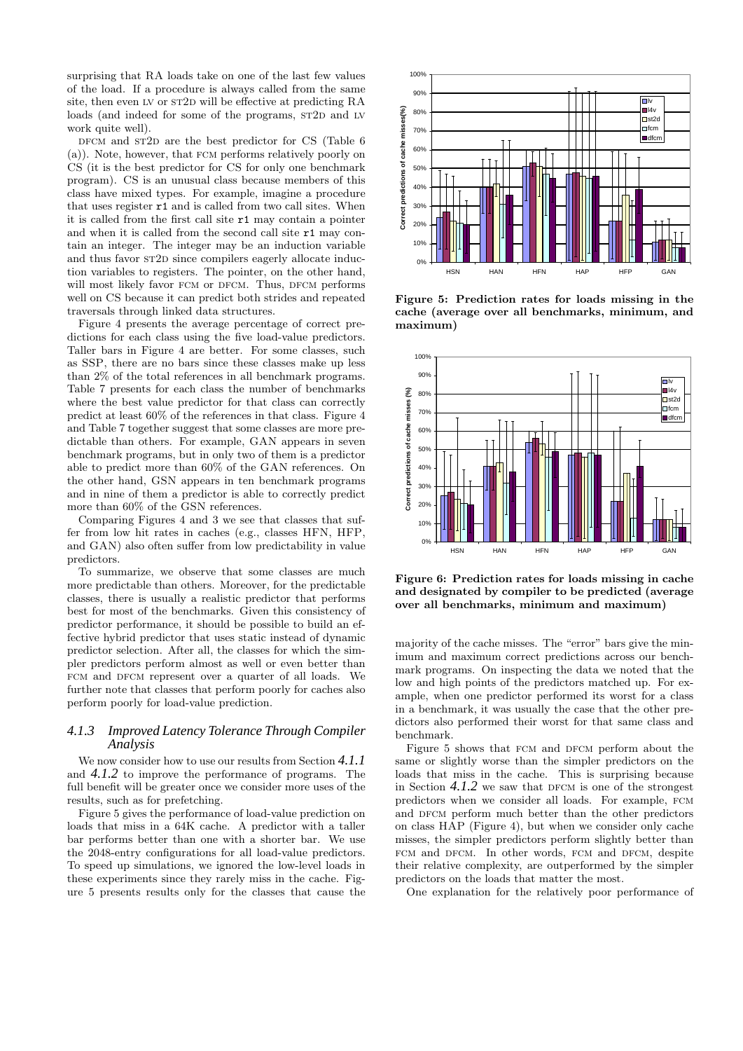surprising that RA loads take on one of the last few values of the load. If a procedure is always called from the same site, then even LV or ST2D will be effective at predicting RA loads (and indeed for some of the programs, ST2D and LV work quite well).

DFCM and ST2D are the best predictor for CS (Table 6 (a)). Note, however, that FCM performs relatively poorly on CS (it is the best predictor for CS for only one benchmark program). CS is an unusual class because members of this class have mixed types. For example, imagine a procedure that uses register `r1` and is called from two call sites. When it is called from the first call site `r1` may contain a pointer and when it is called from the second call site `r1` may contain an integer. The integer may be an induction variable and thus favor ST2D since compilers eagerly allocate induction variables to registers. The pointer, on the other hand, will most likely favor FCM or DFCM. Thus, DFCM performs well on CS because it can predict both strides and repeated traversals through linked data structures.

Figure 4 presents the average percentage of correct predictions for each class using the five load-value predictors. Taller bars in Figure 4 are better. For some classes, such as SSP, there are no bars since these classes make up less than 2% of the total references in all benchmark programs. Table 7 presents for each class the number of benchmarks where the best value predictor for that class can correctly predict at least 60% of the references in that class. Figure 4 and Table 7 together suggest that some classes are more predictable than others. For example, GAN appears in seven benchmark programs, but in only two of them is a predictor able to predict more than 60% of the GAN references. On the other hand, GSN appears in ten benchmark programs and in nine of them a predictor is able to correctly predict more than 60% of the GSN references.

Comparing Figures 4 and 3 we see that classes that suffer from low hit rates in caches (e.g., classes HFN, HFP, and GAN) also often suffer from low predictability in value predictors.

To summarize, we observe that some classes are much more predictable than others. Moreover, for the predictable classes, there is usually a realistic predictor that performs best for most of the benchmarks. Given this consistency of predictor performance, it should be possible to build an effective hybrid predictor that uses static instead of dynamic predictor selection. After all, the classes for which the simpler predictors perform almost as well or even better than FCM and DFCM represent over a quarter of all loads. We further note that classes that perform poorly for caches also perform poorly for load-value prediction.

### *4.1.3 Improved Latency Tolerance Through Compiler Analysis*

We now consider how to use our results from Section *4.1.1* and *4.1.2* to improve the performance of programs. The full benefit will be greater once we consider more uses of the results, such as for prefetching.

Figure 5 gives the performance of load-value prediction on loads that miss in a 64K cache. A predictor with a taller bar performs better than one with a shorter bar. We use the 2048-entry configurations for all load-value predictors. To speed up simulations, we ignored the low-level loads in these experiments since they rarely miss in the cache. Figure 5 presents results only for the classes that cause the majority of the cache misses. The "error" bars give the minimum and maximum correct predictions across our benchmark programs. On inspecting the data we noted that the low and high points of the predictors matched up. For example, when one predictor performed its worst for a class in a benchmark, it was usually the case that the other predictors also performed their worst for that same class and benchmark.

**Figure 5: Prediction rates for loads missing in the cache (average over all benchmarks, minimum, and maximum)**

**Figure 6: Prediction rates for loads missing in cache and designated by compiler to be predicted (average over all benchmarks, minimum and maximum)**

Figure 5 shows that FCM and DFCM perform about the same or slightly worse than the simpler predictors on the loads that miss in the cache. This is surprising because in Section *4.1.2* we saw that DFCM is one of the strongest predictors when we consider all loads. For example, FCM and DFCM perform much better than the other predictors on class HAP (Figure 4), but when we consider only cache misses, the simpler predictors perform slightly better than FCM and DFCM. In other words, FCM and DFCM, despite their relative complexity, are outperformed by the simpler predictors on the loads that matter the most.

One explanation for the relatively poor performance of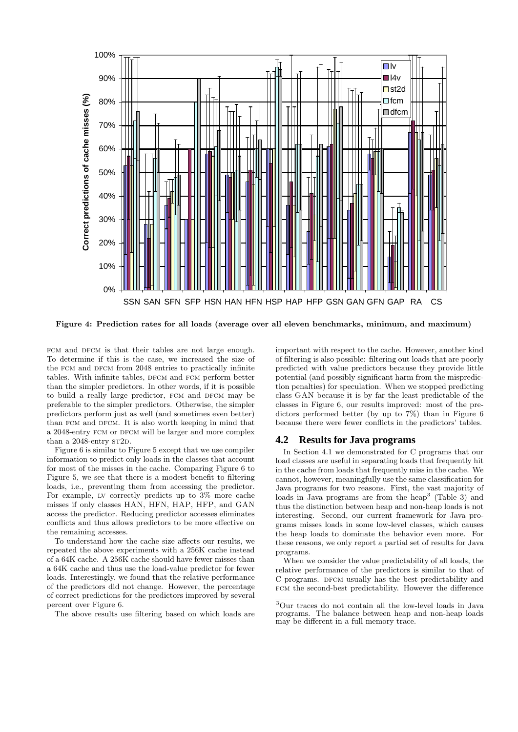Figure 4: Prediction rates for all loads (average over all eleven benchmarks, minimum, and maximum)

FCM and DFCM is that their tables are not large enough. To determine if this is the case, we increased the size of the FCM and DFCM from 2048 entries to practically infinite tables. With infinite tables, DFCM and FCM perform better than the simpler predictors. In other words, if it is possible to build a really large predictor, FCM and DFCM may be preferable to the simpler predictors. Otherwise, the simpler predictors perform just as well (and sometimes even better) than FCM and DFCM. It is also worth keeping in mind that a 2048-entry FCM or DFCM will be larger and more complex than a 2048-entry ST2D.

Figure 6 is similar to Figure 5 except that we use compiler information to predict only loads in the classes that account for most of the misses in the cache. Comparing Figure 6 to Figure 5, we see that there is a modest benefit to filtering loads, i.e., preventing them from accessing the predictor. For example, LV correctly predicts up to 3% more cache misses if only classes HAN, HFN, HAP, HFP, and GAN access the predictor. Reducing predictor accesses eliminates conflicts and thus allows predictors to be more effective on the remaining accesses.

To understand how the cache size affects our results, we repeated the above experiments with a 256K cache instead of a 64K cache. A 256K cache should have fewer misses than a 64K cache and thus use the load-value predictor for fewer loads. Interestingly, we found that the relative performance of the predictors did not change. However, the percentage of correct predictions for the predictors improved by several percent over Figure 6.

The above results use filtering based on which loads are important with respect to the cache. However, another kind of filtering is also possible: filtering out loads that are poorly predicted with value predictors because they provide little potential (and possibly significant harm from the misprediction penalties) for speculation. When we stopped predicting class GAN because it is by far the least predictable of the classes in Figure 6, our results improved: most of the predictors performed better (by up to 7%) than in Figure 6 because there were fewer conflicts in the predictors' tables.

## 4.2 Results for Java programs

In Section 4.1 we demonstrated for C programs that our load classes are useful in separating loads that frequently hit in the cache from loads that frequently miss in the cache. We cannot, however, meaningfully use the same classification for Java programs for two reasons. First, the vast majority of loads in Java programs are from the heap[3] (Table 3) and thus the distinction between heap and non-heap loads is not interesting. Second, our current framework for Java programs misses loads in some low-level classes, which causes the heap loads to dominate the behavior even more. For these reasons, we only report a partial set of results for Java programs.

When we consider the value predictability of all loads, the relative performance of the predictors is similar to that of C programs. DFCM usually has the best predictability and FCM the second-best predictability. However the difference

[3] Our traces do not contain all the low-level loads in Java programs. The balance between heap and non-heap loads may be different in a full memory trace.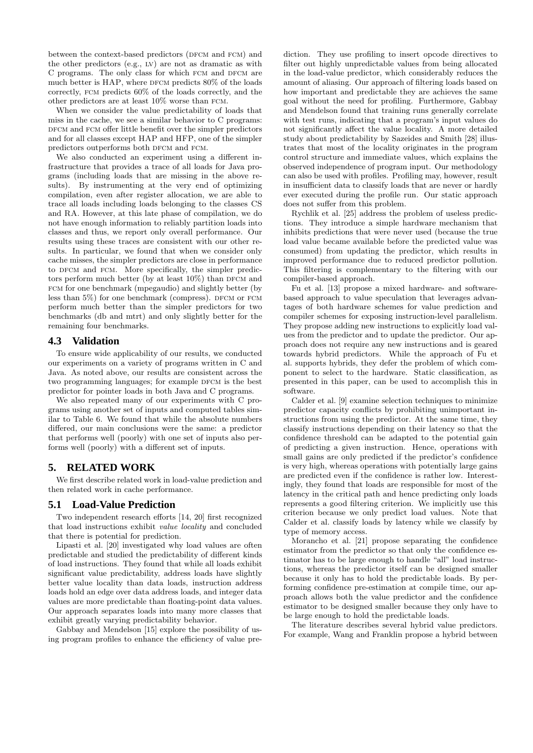between the context-based predictors (DFCM and FCM) and the other predictors (e.g., LV) are not as dramatic as with C programs. The only class for which FCM and DFCM are much better is HAP, where DFCM predicts 80% of the loads correctly, FCM predicts 60% of the loads correctly, and the other predictors are at least 10% worse than FCM.

When we consider the value predictability of loads that miss in the cache, we see a similar behavior to C programs: DFCM and FCM offer little benefit over the simpler predictors and for all classes except HAP and HFP, one of the simpler predictors outperforms both DFCM and FCM.

We also conducted an experiment using a different infrastructure that provides a trace of all loads for Java programs (including loads that are missing in the above results). By instrumenting at the very end of optimizing compilation, even after register allocation, we are able to trace all loads including loads belonging to the classes CS and RA. However, at this late phase of compilation, we do not have enough information to reliably partition loads into classes and thus, we report only overall performance. Our results using these traces are consistent with our other results. In particular, we found that when we consider only cache misses, the simpler predictors are close in performance to DFCM and FCM. More specifically, the simpler predictors perform much better (by at least 10%) than DFCM and FCM for one benchmark (mpegaudio) and slightly better (by less than 5%) for one benchmark (compress). DFCM or FCM perform much better than the simpler predictors for two benchmarks (db and mtrt) and only slightly better for the remaining four benchmarks.

## 4.3 Validation

To ensure wide applicability of our results, we conducted our experiments on a variety of programs written in C and Java. As noted above, our results are consistent across the two programming languages; for example DFCM is the best predictor for pointer loads in both Java and C programs.

We also repeated many of our experiments with C programs using another set of inputs and computed tables similar to Table 6. We found that while the absolute numbers differed, our main conclusions were the same: a predictor that performs well (poorly) with one set of inputs also performs well (poorly) with a different set of inputs.

# 5. RELATED WORK

We first describe related work in load-value prediction and then related work in cache performance.

## 5.1 Load-Value Prediction

Two independent research efforts [14, 20] first recognized that load instructions exhibit *value locality* and concluded that there is potential for prediction.

Lipasti et al. [20] investigated why load values are often predictable and studied the predictability of different kinds of load instructions. They found that while all loads exhibit significant value predictability, address loads have slightly better value locality than data loads, instruction address loads hold an edge over data address loads, and integer data values are more predictable than floating-point data values. Our approach separates loads into many more classes that exhibit greatly varying predictability behavior.

Gabbay and Mendelson [15] explore the possibility of using program profiles to enhance the efficiency of value prediction. They use profiling to insert opcode directives to filter out highly unpredictable values from being allocated in the load-value predictor, which considerably reduces the amount of aliasing. Our approach of filtering loads based on how important and predictable they are achieves the same goal without the need for profiling. Furthermore, Gabbay and Mendelson found that training runs generally correlate with test runs, indicating that a program's input values do not significantly affect the value locality. A more detailed study about predictability by Sazeides and Smith [28] illustrates that most of the locality originates in the program control structure and immediate values, which explains the observed independence of program input. Our methodology can also be used with profiles. Profiling may, however, result in insufficient data to classify loads that are never or hardly ever executed during the profile run. Our static approach does not suffer from this problem.

Rychlik et al. [25] address the problem of useless predictions. They introduce a simple hardware mechanism that inhibits predictions that were never used (because the true load value became available before the predicted value was consumed) from updating the predictor, which results in improved performance due to reduced predictor pollution. This filtering is complementary to the filtering with our compiler-based approach.

Fu et al. [13] propose a mixed hardware- and software-based approach to value speculation that leverages advantages of both hardware schemes for value prediction and compiler schemes for exposing instruction-level parallelism. They propose adding new instructions to explicitly load values from the predictor and to update the predictor. Our approach does not require any new instructions and is geared towards hybrid predictors. While the approach of Fu et al. supports hybrids, they defer the problem of which component to select to the hardware. Static classification, as presented in this paper, can be used to accomplish this in software.

Calder et al. [9] examine selection techniques to minimize predictor capacity conflicts by prohibiting unimportant instructions from using the predictor. At the same time, they classify instructions depending on their latency so that the confidence threshold can be adapted to the potential gain of predicting a given instruction. Hence, operations with small gains are only predicted if the predictor's confidence is very high, whereas operations with potentially large gains are predicted even if the confidence is rather low. Interestingly, they found that loads are responsible for most of the latency in the critical path and hence predicting only loads represents a good filtering criterion. We implicitly use this criterion because we only predict load values. Note that Calder et al. classify loads by latency while we classify by type of memory access.

Morancho et al. [21] propose separating the confidence estimator from the predictor so that only the confidence estimator has to be large enough to handle "all" load instructions, whereas the predictor itself can be designed smaller because it only has to hold the predictable loads. By performing confidence pre-estimation at compile time, our approach allows both the value predictor and the confidence estimator to be designed smaller because they only have to be large enough to hold the predictable loads.

The literature describes several hybrid value predictors. For example, Wang and Franklin propose a hybrid between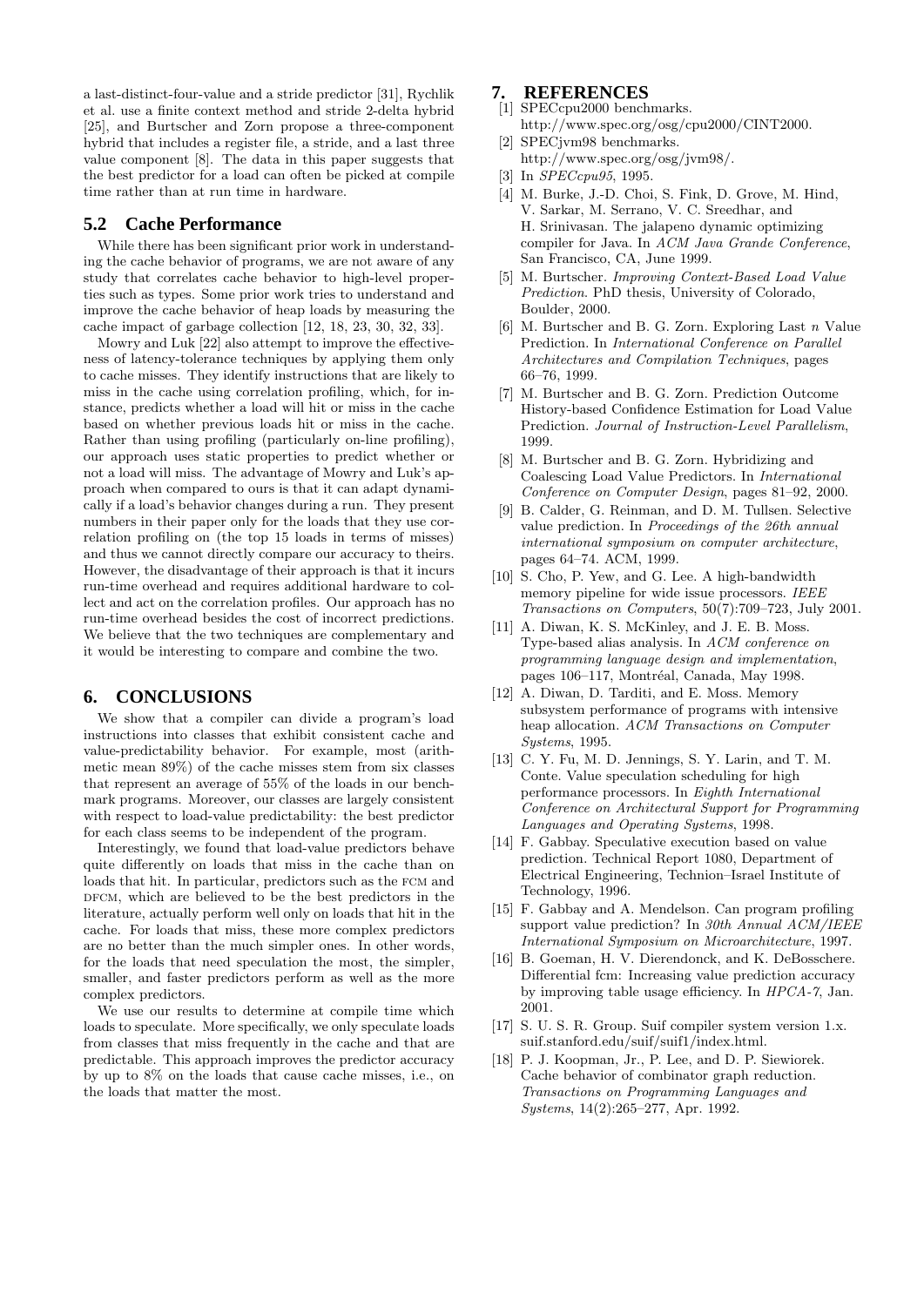a last-distinct-four-value and a stride predictor [31], Rychlik et al. use a finite context method and stride 2-delta hybrid [25], and Burtscher and Zorn propose a three-component hybrid that includes a register file, a stride, and a last three value component [8]. The data in this paper suggests that the best predictor for a load can often be picked at compile time rather than at run time in hardware.

## 5.2 Cache Performance

While there has been significant prior work in understanding the cache behavior of programs, we are not aware of any study that correlates cache behavior to high-level properties such as types. Some prior work tries to understand and improve the cache behavior of heap loads by measuring the cache impact of garbage collection [12, 18, 23, 30, 32, 33].

Mowry and Luk [22] also attempt to improve the effectiveness of latency-tolerance techniques by applying them only to cache misses. They identify instructions that are likely to miss in the cache using correlation profiling, which, for instance, predicts whether a load will hit or miss in the cache based on whether previous loads hit or miss in the cache. Rather than using profiling (particularly on-line profiling), our approach uses static properties to predict whether or not a load will miss. The advantage of Mowry and Luk's approach when compared to ours is that it can adapt dynamically if a load's behavior changes during a run. They present numbers in their paper only for the loads that they use correlation profiling on (the top 15 loads in terms of misses) and thus we cannot directly compare our accuracy to theirs. However, the disadvantage of their approach is that it incurs run-time overhead and requires additional hardware to collect and act on the correlation profiles. Our approach has no run-time overhead besides the cost of incorrect predictions. We believe that the two techniques are complementary and it would be interesting to compare and combine the two.

# 6. CONCLUSIONS

We show that a compiler can divide a program's load instructions into classes that exhibit consistent cache and value-predictability behavior. For example, most (arithmetic mean 89%) of the cache misses stem from six classes that represent an average of 55% of the loads in our benchmark programs. Moreover, our classes are largely consistent with respect to load-value predictability: the best predictor for each class seems to be independent of the program.

Interestingly, we found that load-value predictors behave quite differently on loads that miss in the cache than on loads that hit. In particular, predictors such as the FCM and DFCM, which are believed to be the best predictors in the literature, actually perform well only on loads that hit in the cache. For loads that miss, these more complex predictors are no better than the much simpler ones. In other words, for the loads that need speculation the most, the simpler, smaller, and faster predictors perform as well as the more complex predictors.

We use our results to determine at compile time which loads to speculate. More specifically, we only speculate loads from classes that miss frequently in the cache and that are predictable. This approach improves the predictor accuracy by up to 8% on the loads that cause cache misses, i.e., on the loads that matter the most.

# 7. REFERENCES

[1] SPECcpu2000 benchmarks. http://www.spec.org/osg/cpu2000/CINT2000.

[2] SPECjvm98 benchmarks. http://www.spec.org/osg/jvm98/.

[3] In *SPECcpu95*, 1995.

[4] M. Burke, J.-D. Choi, S. Fink, D. Grove, M. Hind, V. Sarkar, M. Serrano, V. C. Sreedhar, and H. Srinivasan. The jalapeno dynamic optimizing compiler for Java. In *ACM Java Grande Conference*, San Francisco, CA, June 1999.

[5] M. Burtscher. *Improving Context-Based Load Value Prediction*. PhD thesis, University of Colorado, Boulder, 2000.

[6] M. Burtscher and B. G. Zorn. Exploring Last $n$ Value Prediction. In *International Conference on Parallel Architectures and Compilation Techniques*, pages 66–76, 1999.

[7] M. Burtscher and B. G. Zorn. Prediction Outcome History-based Confidence Estimation for Load Value Prediction. *Journal of Instruction-Level Parallelism*, 1999.

[8] M. Burtscher and B. G. Zorn. Hybridizing and Coalescing Load Value Predictors. In *International Conference on Computer Design*, pages 81–92, 2000.

[9] B. Calder, G. Reinman, and D. M. Tullsen. Selective value prediction. In *Proceedings of the 26th annual international symposium on computer architecture*, pages 64–74. ACM, 1999.

[10] S. Cho, P. Yew, and G. Lee. A high-bandwidth memory pipeline for wide issue processors. *IEEE Transactions on Computers*, 50(7):709–723, July 2001.

[11] A. Diwan, K. S. McKinley, and J. E. B. Moss. Type-based alias analysis. In *ACM conference on programming language design and implementation*, pages 106–117, Montréal, Canada, May 1998.

[12] A. Diwan, D. Tarditi, and E. Moss. Memory subsystem performance of programs with intensive heap allocation. *ACM Transactions on Computer Systems*, 1995.

[13] C. Y. Fu, M. D. Jennings, S. Y. Larin, and T. M. Conte. Value speculation scheduling for high performance processors. In *Eighth International Conference on Architectural Support for Programming Languages and Operating Systems*, 1998.

[14] F. Gabbay. Speculative execution based on value prediction. Technical Report 1080, Department of Electrical Engineering, Technion–Israel Institute of Technology, 1996.

[15] F. Gabbay and A. Mendelson. Can program profiling support value prediction? In *30th Annual ACM/IEEE International Symposium on Microarchitecture*, 1997.

[16] B. Goeman, H. V. Dierendonck, and K. DeBosschere. Differential fcm: Increasing value prediction accuracy by improving table usage efficiency. In *HPCA-7*, Jan. 2001.

[17] S. U. S. R. Group. Suif compiler system version 1.x. suif.stanford.edu/suif/suif1/index.html.

[18] P. J. Koopman, Jr., P. Lee, and D. P. Siewiorek. Cache behavior of combinator graph reduction. *Transactions on Programming Languages and Systems*, 14(2):265–277, Apr. 1992.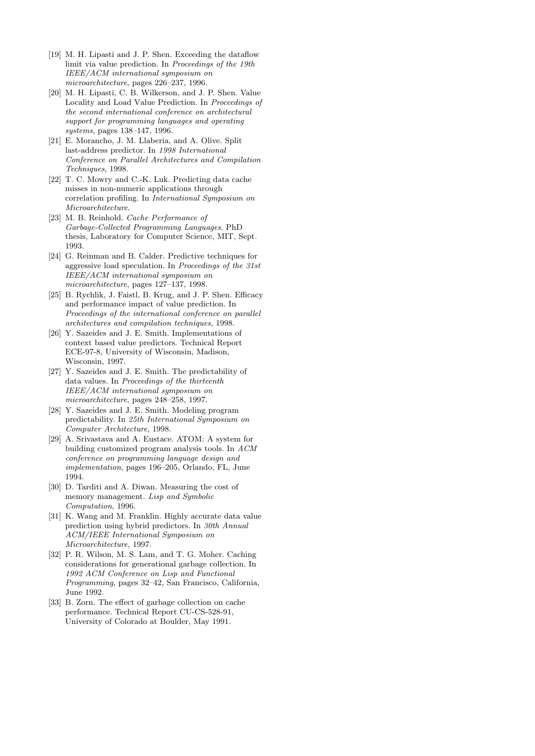[19] M. H. Lipasti and J. P. Shen. Exceeding the dataflow limit via value prediction. In *Proceedings of the 19th IEEE/ACM international symposium on microarchitecture*, pages 226–237, 1996.

[20] M. H. Lipasti, C. B. Wilkerson, and J. P. Shen. Value Locality and Load Value Prediction. In *Proceedings of the second international conference on architectural support for programming languages and operating systems*, pages 138–147, 1996.

[21] E. Morancho, J. M. Llaberia, and A. Olive. Split last-address predictor. In *1998 International Conference on Parallel Architectures and Compilation Techniques*, 1998.

[22] T. C. Mowry and C.-K. Luk. Predicting data cache misses in non-numeric applications through correlation profiling. In *International Symposium on Microarchitecture*.

[23] M. B. Reinhold. *Cache Performance of Garbage-Collected Programming Languages*. PhD thesis, Laboratory for Computer Science, MIT, Sept. 1993.

[24] G. Reinman and B. Calder. Predictive techniques for aggressive load speculation. In *Proceedings of the 31st IEEE/ACM international symposium on microarchitecture*, pages 127–137, 1998.

[25] B. Rychlik, J. Faistl, B. Krug, and J. P. Shen. Efficacy and performance impact of value prediction. In *Proceedings of the international conference on parallel architectures and compilation techniques*, 1998.

[26] Y. Sazeides and J. E. Smith. Implementations of context based value predictors. Technical Report ECE-97-8, University of Wisconsin, Madison, Wisconsin, 1997.

[27] Y. Sazeides and J. E. Smith. The predictability of data values. In *Proceedings of the thirteenth IEEE/ACM international symposium on microarchitecture*, pages 248–258, 1997.

[28] Y. Sazeides and J. E. Smith. Modeling program predictability. In *25th International Symposium on Computer Architecture*, 1998.

[29] A. Srivastava and A. Eustace. ATOM: A system for building customized program analysis tools. In *ACM conference on programming language design and implementation*, pages 196–205, Orlando, FL, June 1994.

[30] D. Tarditi and A. Diwan. Measuring the cost of memory management. *Lisp and Symbolic Computation*, 1996.

[31] K. Wang and M. Franklin. Highly accurate data value prediction using hybrid predictors. In *30th Annual ACM/IEEE International Symposium on Microarchitecture*, 1997.

[32] P. R. Wilson, M. S. Lam, and T. G. Moher. Caching considerations for generational garbage collection. In *1992 ACM Conference on Lisp and Functional Programming*, pages 32–42, San Francisco, California, June 1992.

[33] B. Zorn. The effect of garbage collection on cache performance. Technical Report CU-CS-528-91, University of Colorado at Boulder, May 1991.